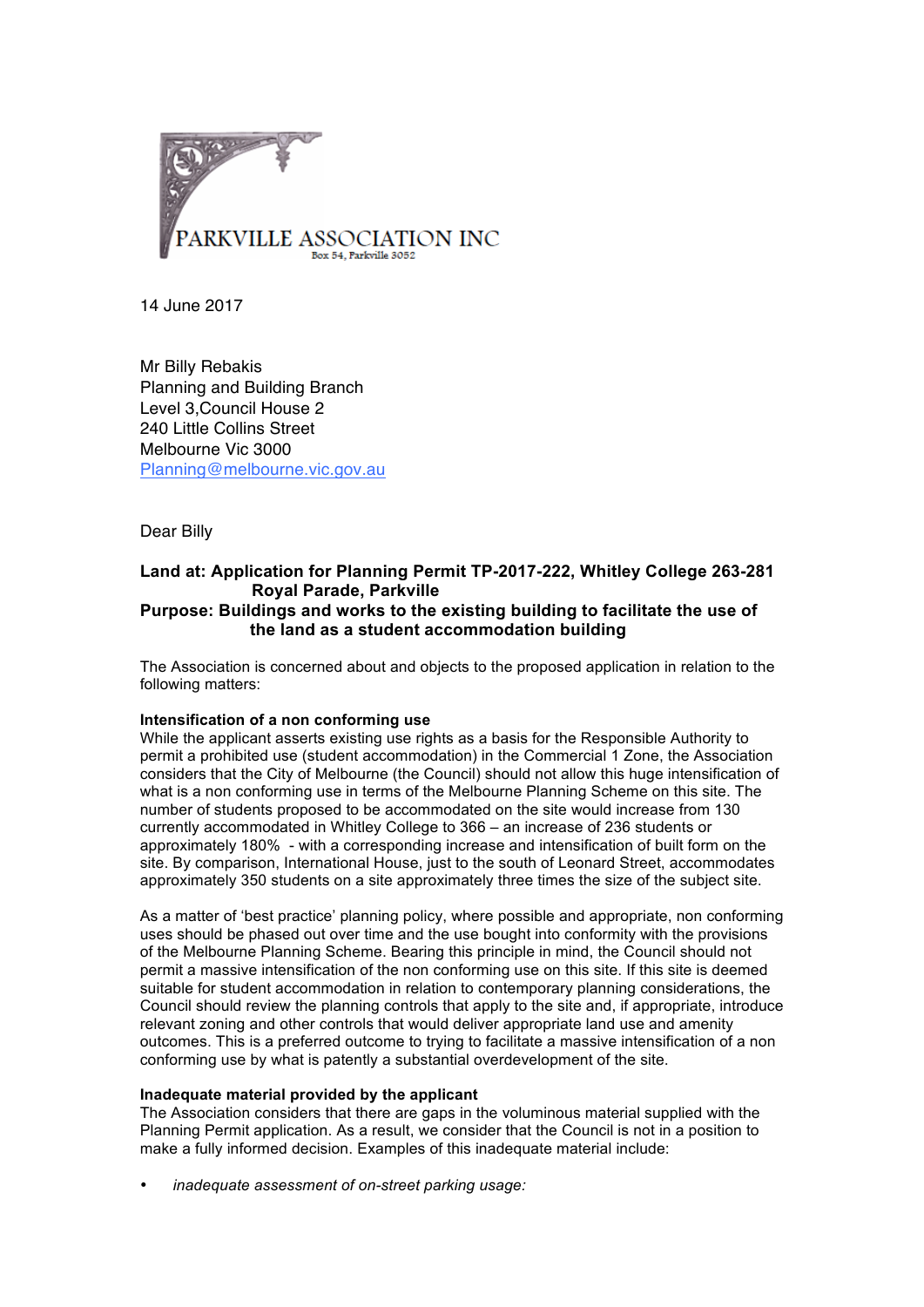PARKVILLE ASSOCIATION INC
Box 54, Parkville 3052

14 June 2017

Mr Billy Rebakis
Planning and Building Branch
Level 3,Council House 2
240 Little Collins Street
Melbourne Vic 3000
Planning@melbourne.vic.gov.au

Dear Billy

**Land at: Application for Planning Permit TP-2017-222, Whitley College 263-281 Royal Parade, Parkville**
**Purpose: Buildings and works to the existing building to facilitate the use of the land as a student accommodation building**

The Association is concerned about and objects to the proposed application in relation to the following matters:

**Intensification of a non conforming use**
While the applicant asserts existing use rights as a basis for the Responsible Authority to permit a prohibited use (student accommodation) in the Commercial 1 Zone, the Association considers that the City of Melbourne (the Council) should not allow this huge intensification of what is a non conforming use in terms of the Melbourne Planning Scheme on this site. The number of students proposed to be accommodated on the site would increase from 130 currently accommodated in Whitley College to 366 – an increase of 236 students or approximately 180% - with a corresponding increase and intensification of built form on the site. By comparison, International House, just to the south of Leonard Street, accommodates approximately 350 students on a site approximately three times the size of the subject site.

As a matter of 'best practice' planning policy, where possible and appropriate, non conforming uses should be phased out over time and the use bought into conformity with the provisions of the Melbourne Planning Scheme. Bearing this principle in mind, the Council should not permit a massive intensification of the non conforming use on this site. If this site is deemed suitable for student accommodation in relation to contemporary planning considerations, the Council should review the planning controls that apply to the site and, if appropriate, introduce relevant zoning and other controls that would deliver appropriate land use and amenity outcomes. This is a preferred outcome to trying to facilitate a massive intensification of a non conforming use by what is patently a substantial overdevelopment of the site.

**Inadequate material provided by the applicant**
The Association considers that there are gaps in the voluminous material supplied with the Planning Permit application. As a result, we consider that the Council is not in a position to make a fully informed decision. Examples of this inadequate material include:

- *inadequate assessment of on-street parking usage:*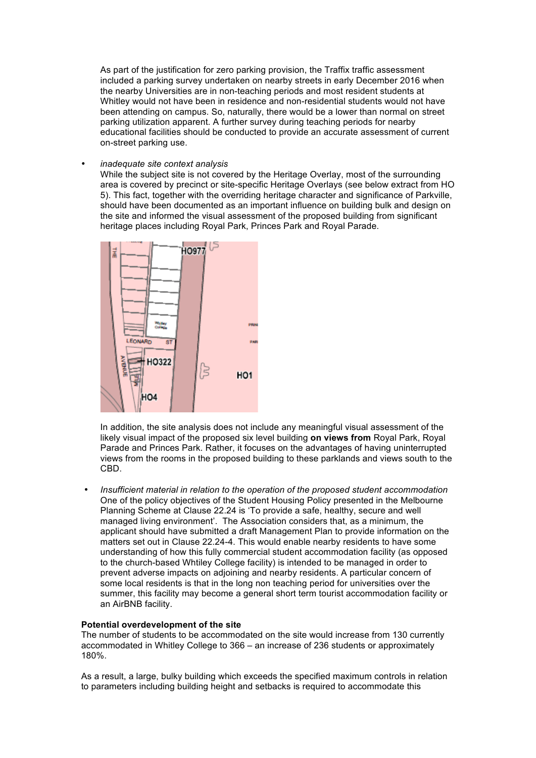As part of the justification for zero parking provision, the Traffix traffic assessment included a parking survey undertaken on nearby streets in early December 2016 when the nearby Universities are in non-teaching periods and most resident students at Whitley would not have been in residence and non-residential students would not have been attending on campus. So, naturally, there would be a lower than normal on street parking utilization apparent. A further survey during teaching periods for nearby educational facilities should be conducted to provide an accurate assessment of current on-street parking use.

- *inadequate site context analysis*
  While the subject site is not covered by the Heritage Overlay, most of the surrounding area is covered by precinct or site-specific Heritage Overlays (see below extract from HO 5). This fact, together with the overriding heritage character and significance of Parkville, should have been documented as an important influence on building bulk and design on the site and informed the visual assessment of the proposed building from significant heritage places including Royal Park, Princes Park and Royal Parade.

  In addition, the site analysis does not include any meaningful visual assessment of the likely visual impact of the proposed six level building **on views from** Royal Park, Royal Parade and Princes Park. Rather, it focuses on the advantages of having uninterrupted views from the rooms in the proposed building to these parklands and views south to the CBD.

- *Insufficient material in relation to the operation of the proposed student accommodation*
  One of the policy objectives of the Student Housing Policy presented in the Melbourne Planning Scheme at Clause 22.24 is 'To provide a safe, healthy, secure and well managed living environment'. The Association considers that, as a minimum, the applicant should have submitted a draft Management Plan to provide information on the matters set out in Clause 22.24-4. This would enable nearby residents to have some understanding of how this fully commercial student accommodation facility (as opposed to the church-based Whtiley College facility) is intended to be managed in order to prevent adverse impacts on adjoining and nearby residents. A particular concern of some local residents is that in the long non teaching period for universities over the summer, this facility may become a general short term tourist accommodation facility or an AirBNB facility.

**Potential overdevelopment of the site**

The number of students to be accommodated on the site would increase from 130 currently accommodated in Whitley College to 366 – an increase of 236 students or approximately 180%.

As a result, a large, bulky building which exceeds the specified maximum controls in relation to parameters including building height and setbacks is required to accommodate this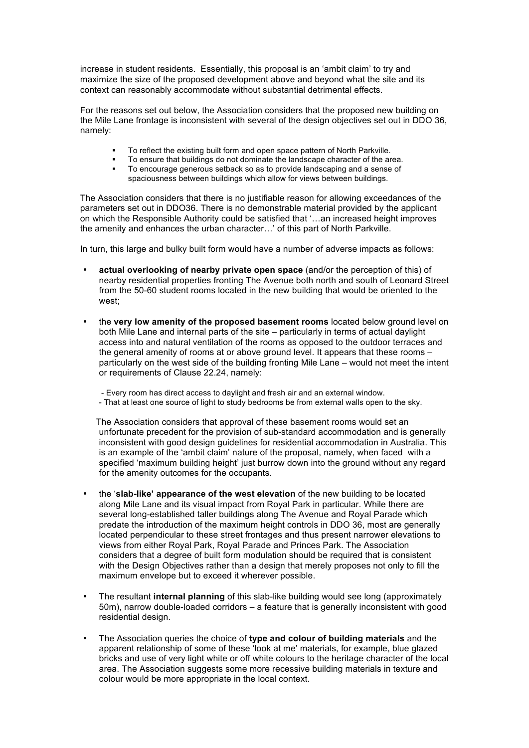increase in student residents. Essentially, this proposal is an 'ambit claim' to try and maximize the size of the proposed development above and beyond what the site and its context can reasonably accommodate without substantial detrimental effects.

For the reasons set out below, the Association considers that the proposed new building on the Mile Lane frontage is inconsistent with several of the design objectives set out in DDO 36, namely:

- To reflect the existing built form and open space pattern of North Parkville.
- To ensure that buildings do not dominate the landscape character of the area.
- To encourage generous setback so as to provide landscaping and a sense of spaciousness between buildings which allow for views between buildings.

The Association considers that there is no justifiable reason for allowing exceedances of the parameters set out in DDO36. There is no demonstrable material provided by the applicant on which the Responsible Authority could be satisfied that '…an increased height improves the amenity and enhances the urban character…' of this part of North Parkville.

In turn, this large and bulky built form would have a number of adverse impacts as follows:

- **actual overlooking of nearby private open space** (and/or the perception of this) of nearby residential properties fronting The Avenue both north and south of Leonard Street from the 50-60 student rooms located in the new building that would be oriented to the west;

- the **very low amenity of the proposed basement rooms** located below ground level on both Mile Lane and internal parts of the site – particularly in terms of actual daylight access into and natural ventilation of the rooms as opposed to the outdoor terraces and the general amenity of rooms at or above ground level. It appears that these rooms – particularly on the west side of the building fronting Mile Lane – would not meet the intent or requirements of Clause 22.24, namely:

  - Every room has direct access to daylight and fresh air and an external window.
  - That at least one source of light to study bedrooms be from external walls open to the sky.

  The Association considers that approval of these basement rooms would set an unfortunate precedent for the provision of sub-standard accommodation and is generally inconsistent with good design guidelines for residential accommodation in Australia. This is an example of the 'ambit claim' nature of the proposal, namely, when faced with a specified 'maximum building height' just burrow down into the ground without any regard for the amenity outcomes for the occupants.

- the '**slab-like' appearance of the west elevation** of the new building to be located along Mile Lane and its visual impact from Royal Park in particular. While there are several long-established taller buildings along The Avenue and Royal Parade which predate the introduction of the maximum height controls in DDO 36, most are generally located perpendicular to these street frontages and thus present narrower elevations to views from either Royal Park, Royal Parade and Princes Park. The Association considers that a degree of built form modulation should be required that is consistent with the Design Objectives rather than a design that merely proposes not only to fill the maximum envelope but to exceed it wherever possible.

- The resultant **internal planning** of this slab-like building would see long (approximately 50m), narrow double-loaded corridors – a feature that is generally inconsistent with good residential design.

- The Association queries the choice of **type and colour of building materials** and the apparent relationship of some of these 'look at me' materials, for example, blue glazed bricks and use of very light white or off white colours to the heritage character of the local area. The Association suggests some more recessive building materials in texture and colour would be more appropriate in the local context.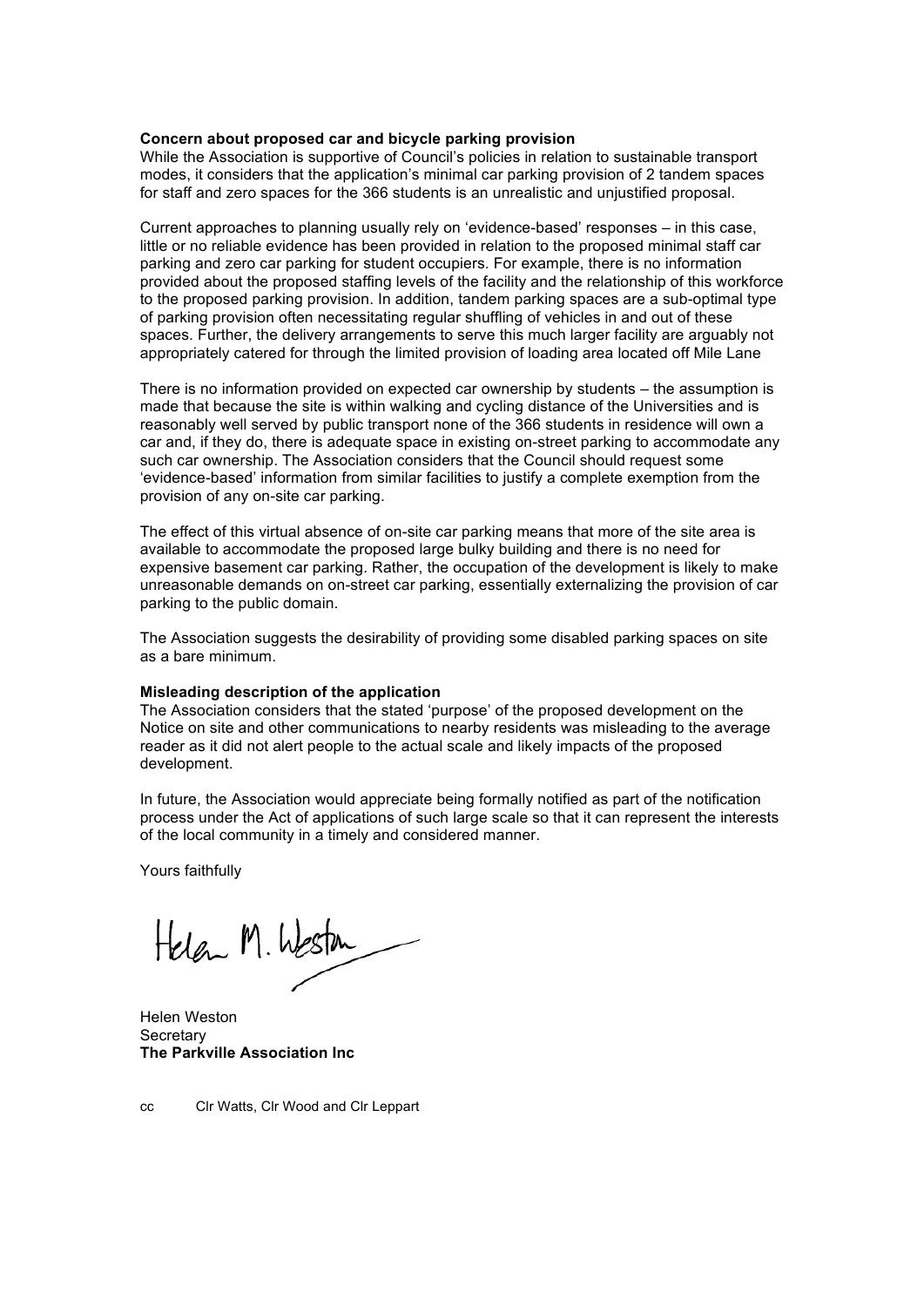**Concern about proposed car and bicycle parking provision**

While the Association is supportive of Council's policies in relation to sustainable transport modes, it considers that the application's minimal car parking provision of 2 tandem spaces for staff and zero spaces for the 366 students is an unrealistic and unjustified proposal.

Current approaches to planning usually rely on 'evidence-based' responses – in this case, little or no reliable evidence has been provided in relation to the proposed minimal staff car parking and zero car parking for student occupiers. For example, there is no information provided about the proposed staffing levels of the facility and the relationship of this workforce to the proposed parking provision. In addition, tandem parking spaces are a sub-optimal type of parking provision often necessitating regular shuffling of vehicles in and out of these spaces. Further, the delivery arrangements to serve this much larger facility are arguably not appropriately catered for through the limited provision of loading area located off Mile Lane

There is no information provided on expected car ownership by students – the assumption is made that because the site is within walking and cycling distance of the Universities and is reasonably well served by public transport none of the 366 students in residence will own a car and, if they do, there is adequate space in existing on-street parking to accommodate any such car ownership. The Association considers that the Council should request some 'evidence-based' information from similar facilities to justify a complete exemption from the provision of any on-site car parking.

The effect of this virtual absence of on-site car parking means that more of the site area is available to accommodate the proposed large bulky building and there is no need for expensive basement car parking. Rather, the occupation of the development is likely to make unreasonable demands on on-street car parking, essentially externalizing the provision of car parking to the public domain.

The Association suggests the desirability of providing some disabled parking spaces on site as a bare minimum.

**Misleading description of the application**

The Association considers that the stated 'purpose' of the proposed development on the Notice on site and other communications to nearby residents was misleading to the average reader as it did not alert people to the actual scale and likely impacts of the proposed development.

In future, the Association would appreciate being formally notified as part of the notification process under the Act of applications of such large scale so that it can represent the interests of the local community in a timely and considered manner.

Yours faithfully

Helen M. Weston

Helen Weston
Secretary
**The Parkville Association Inc**

cc Clr Watts, Clr Wood and Clr Leppart